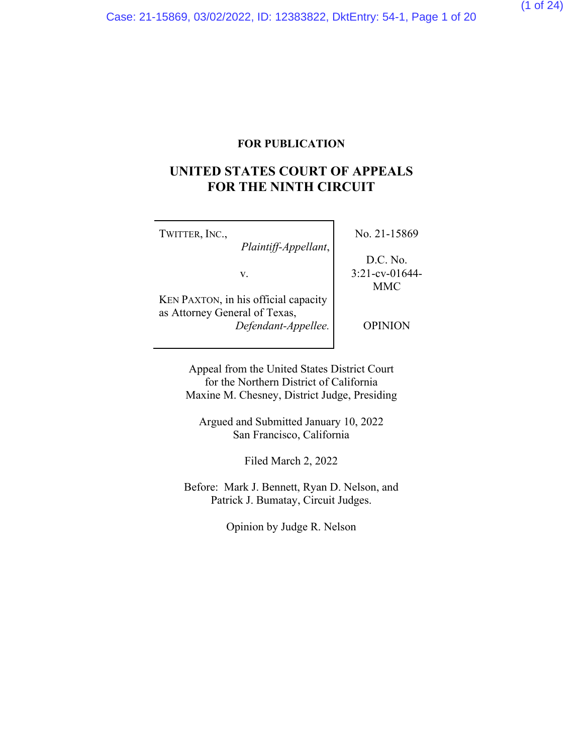**FOR PUBLICATION**

# UNITED STATES COURT OF APPEALS FOR THE NINTH CIRCUIT

| | |
|---|---|
| TWITTER, INC., *Plaintiff-Appellant*, v. KEN PAXTON, in his official capacity as Attorney General of Texas, *Defendant-Appellee.* | No. 21-15869 D.C. No. 3:21-cv-01644-MMC OPINION |

Appeal from the United States District Court
for the Northern District of California
Maxine M. Chesney, District Judge, Presiding

Argued and Submitted January 10, 2022
San Francisco, California

Filed March 2, 2022

Before: Mark J. Bennett, Ryan D. Nelson, and Patrick J. Bumatay, Circuit Judges.

Opinion by Judge R. Nelson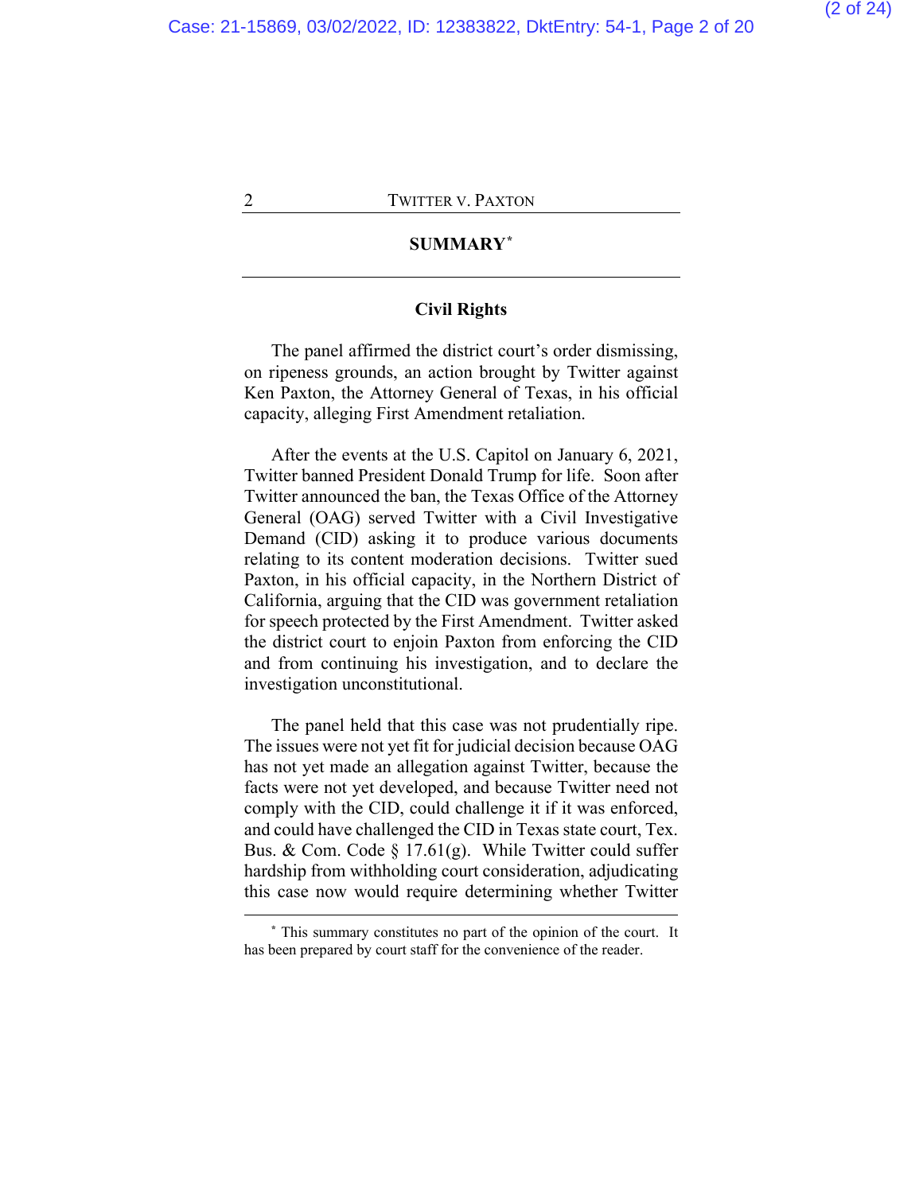## SUMMARY[*]

### Civil Rights

The panel affirmed the district court's order dismissing, on ripeness grounds, an action brought by Twitter against Ken Paxton, the Attorney General of Texas, in his official capacity, alleging First Amendment retaliation.

After the events at the U.S. Capitol on January 6, 2021, Twitter banned President Donald Trump for life. Soon after Twitter announced the ban, the Texas Office of the Attorney General (OAG) served Twitter with a Civil Investigative Demand (CID) asking it to produce various documents relating to its content moderation decisions. Twitter sued Paxton, in his official capacity, in the Northern District of California, arguing that the CID was government retaliation for speech protected by the First Amendment. Twitter asked the district court to enjoin Paxton from enforcing the CID and from continuing his investigation, and to declare the investigation unconstitutional.

The panel held that this case was not prudentially ripe. The issues were not yet fit for judicial decision because OAG has not yet made an allegation against Twitter, because the facts were not yet developed, and because Twitter need not comply with the CID, could challenge it if it was enforced, and could have challenged the CID in Texas state court, Tex. Bus. & Com. Code § 17.61(g). While Twitter could suffer hardship from withholding court consideration, adjudicating this case now would require determining whether Twitter

[*] This summary constitutes no part of the opinion of the court. It has been prepared by court staff for the convenience of the reader.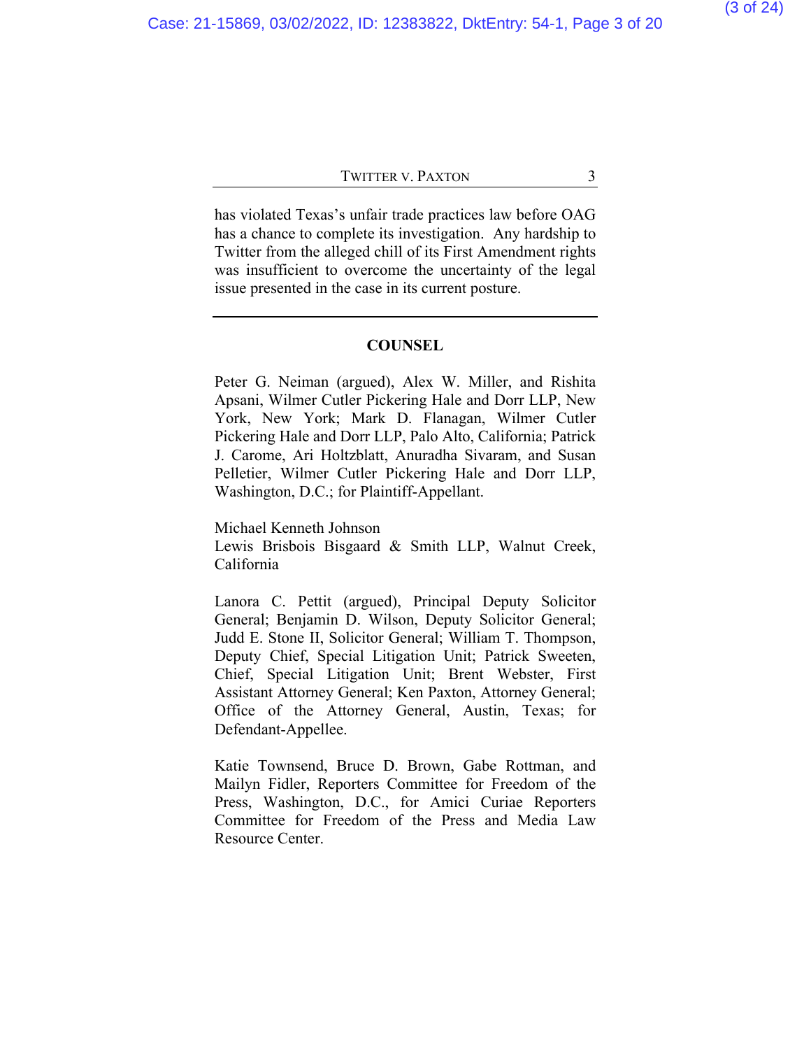has violated Texas's unfair trade practices law before OAG has a chance to complete its investigation. Any hardship to Twitter from the alleged chill of its First Amendment rights was insufficient to overcome the uncertainty of the legal issue presented in the case in its current posture.

---

**COUNSEL**

Peter G. Neiman (argued), Alex W. Miller, and Rishita Apsani, Wilmer Cutler Pickering Hale and Dorr LLP, New York, New York; Mark D. Flanagan, Wilmer Cutler Pickering Hale and Dorr LLP, Palo Alto, California; Patrick J. Carome, Ari Holtzblatt, Anuradha Sivaram, and Susan Pelletier, Wilmer Cutler Pickering Hale and Dorr LLP, Washington, D.C.; for Plaintiff-Appellant.

Michael Kenneth Johnson
Lewis Brisbois Bisgaard & Smith LLP, Walnut Creek, California

Lanora C. Pettit (argued), Principal Deputy Solicitor General; Benjamin D. Wilson, Deputy Solicitor General; Judd E. Stone II, Solicitor General; William T. Thompson, Deputy Chief, Special Litigation Unit; Patrick Sweeten, Chief, Special Litigation Unit; Brent Webster, First Assistant Attorney General; Ken Paxton, Attorney General; Office of the Attorney General, Austin, Texas; for Defendant-Appellee.

Katie Townsend, Bruce D. Brown, Gabe Rottman, and Mailyn Fidler, Reporters Committee for Freedom of the Press, Washington, D.C., for Amici Curiae Reporters Committee for Freedom of the Press and Media Law Resource Center.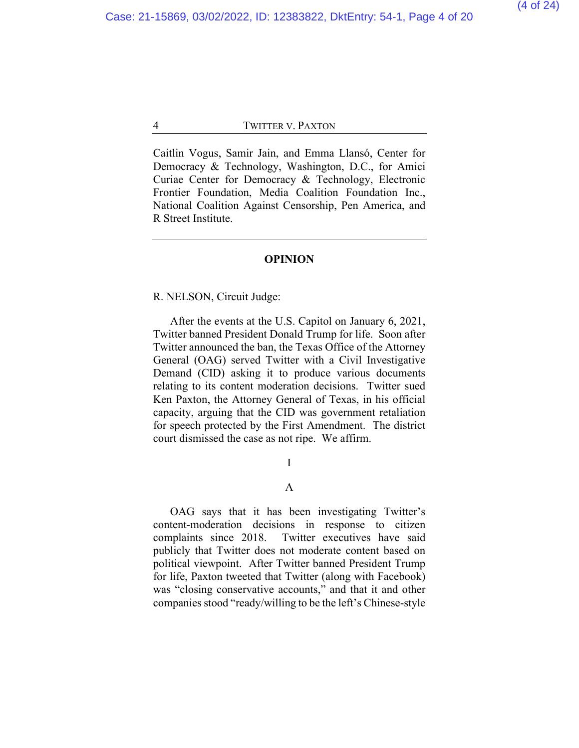Caitlin Vogus, Samir Jain, and Emma Llansó, Center for Democracy & Technology, Washington, D.C., for Amici Curiae Center for Democracy & Technology, Electronic Frontier Foundation, Media Coalition Foundation Inc., National Coalition Against Censorship, Pen America, and R Street Institute.

---

## OPINION

R. NELSON, Circuit Judge:

After the events at the U.S. Capitol on January 6, 2021, Twitter banned President Donald Trump for life. Soon after Twitter announced the ban, the Texas Office of the Attorney General (OAG) served Twitter with a Civil Investigative Demand (CID) asking it to produce various documents relating to its content moderation decisions. Twitter sued Ken Paxton, the Attorney General of Texas, in his official capacity, arguing that the CID was government retaliation for speech protected by the First Amendment. The district court dismissed the case as not ripe. We affirm.

### I

#### A

OAG says that it has been investigating Twitter's content-moderation decisions in response to citizen complaints since 2018. Twitter executives have said publicly that Twitter does not moderate content based on political viewpoint. After Twitter banned President Trump for life, Paxton tweeted that Twitter (along with Facebook) was "closing conservative accounts," and that it and other companies stood "ready/willing to be the left's Chinese-style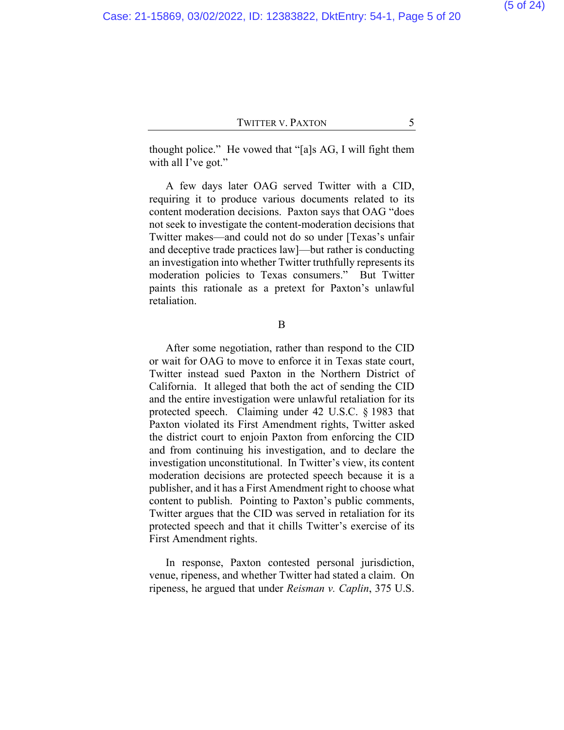thought police." He vowed that "[a]s AG, I will fight them with all I've got."

A few days later OAG served Twitter with a CID, requiring it to produce various documents related to its content moderation decisions. Paxton says that OAG "does not seek to investigate the content-moderation decisions that Twitter makes—and could not do so under [Texas's unfair and deceptive trade practices law]—but rather is conducting an investigation into whether Twitter truthfully represents its moderation policies to Texas consumers." But Twitter paints this rationale as a pretext for Paxton's unlawful retaliation.

## B

After some negotiation, rather than respond to the CID or wait for OAG to move to enforce it in Texas state court, Twitter instead sued Paxton in the Northern District of California. It alleged that both the act of sending the CID and the entire investigation were unlawful retaliation for its protected speech. Claiming under 42 U.S.C. § 1983 that Paxton violated its First Amendment rights, Twitter asked the district court to enjoin Paxton from enforcing the CID and from continuing his investigation, and to declare the investigation unconstitutional. In Twitter's view, its content moderation decisions are protected speech because it is a publisher, and it has a First Amendment right to choose what content to publish. Pointing to Paxton's public comments, Twitter argues that the CID was served in retaliation for its protected speech and that it chills Twitter's exercise of its First Amendment rights.

In response, Paxton contested personal jurisdiction, venue, ripeness, and whether Twitter had stated a claim. On ripeness, he argued that under *Reisman v. Caplin*, 375 U.S.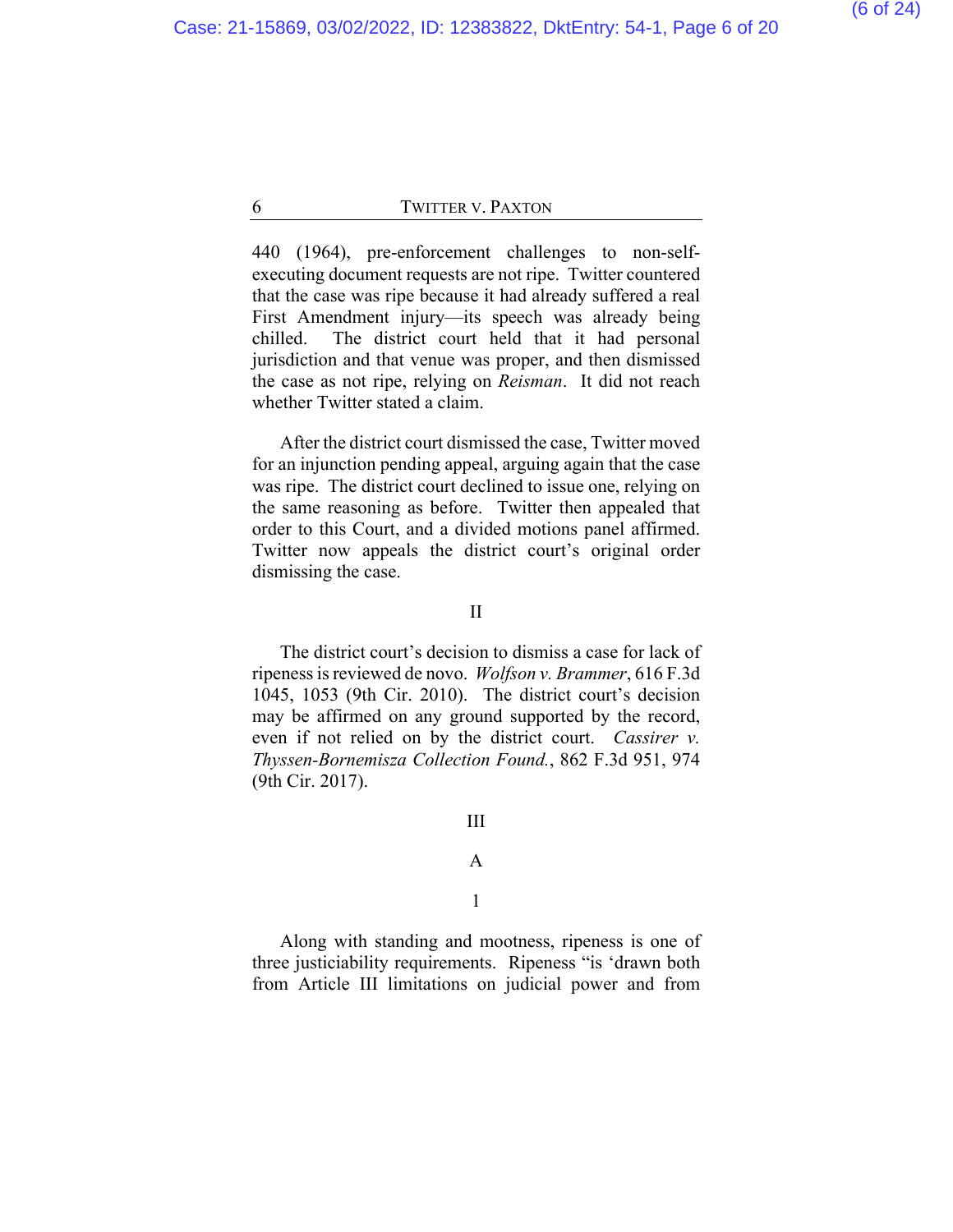440 (1964), pre-enforcement challenges to non-self-executing document requests are not ripe. Twitter countered that the case was ripe because it had already suffered a real First Amendment injury—its speech was already being chilled. The district court held that it had personal jurisdiction and that venue was proper, and then dismissed the case as not ripe, relying on *Reisman*. It did not reach whether Twitter stated a claim.

After the district court dismissed the case, Twitter moved for an injunction pending appeal, arguing again that the case was ripe. The district court declined to issue one, relying on the same reasoning as before. Twitter then appealed that order to this Court, and a divided motions panel affirmed. Twitter now appeals the district court's original order dismissing the case.

## II

The district court's decision to dismiss a case for lack of ripeness is reviewed de novo. *Wolfson v. Brammer*, 616 F.3d 1045, 1053 (9th Cir. 2010). The district court's decision may be affirmed on any ground supported by the record, even if not relied on by the district court. *Cassirer v. Thyssen-Bornemisza Collection Found.*, 862 F.3d 951, 974 (9th Cir. 2017).

## III

### A

#### 1

Along with standing and mootness, ripeness is one of three justiciability requirements. Ripeness "is 'drawn both from Article III limitations on judicial power and from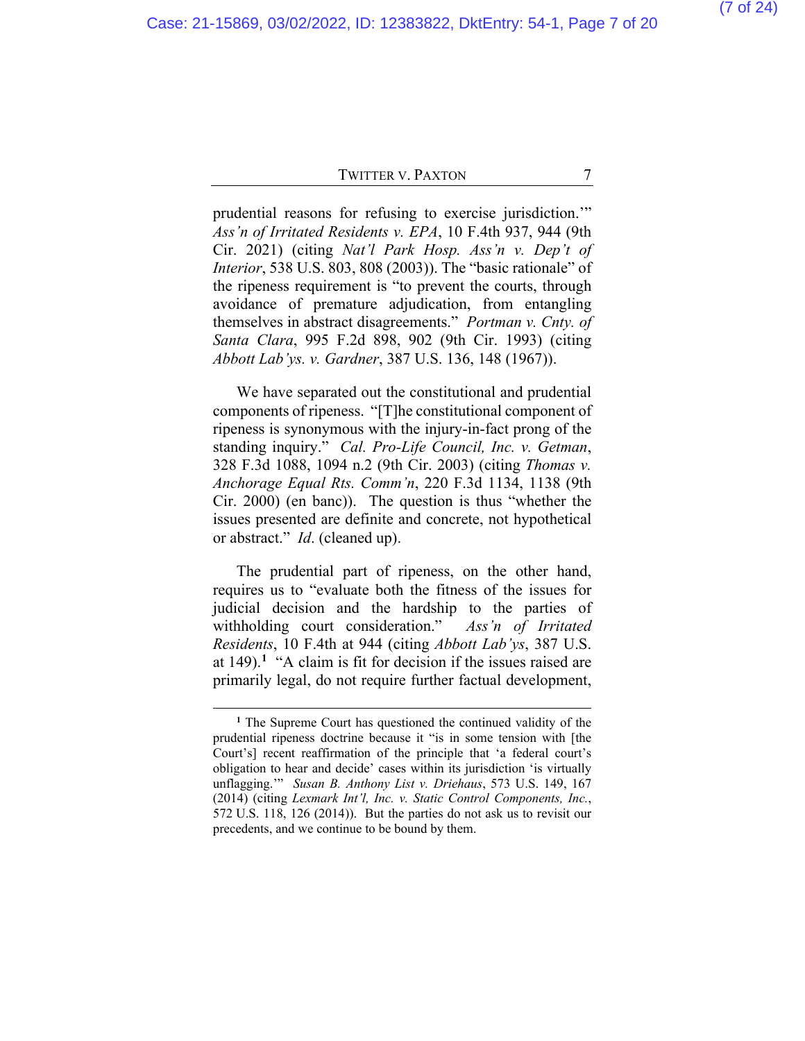prudential reasons for refusing to exercise jurisdiction.'" *Ass'n of Irritated Residents v. EPA*, 10 F.4th 937, 944 (9th Cir. 2021) (citing *Nat'l Park Hosp. Ass'n v. Dep't of Interior*, 538 U.S. 803, 808 (2003)). The "basic rationale" of the ripeness requirement is "to prevent the courts, through avoidance of premature adjudication, from entangling themselves in abstract disagreements." *Portman v. Cnty. of Santa Clara*, 995 F.2d 898, 902 (9th Cir. 1993) (citing *Abbott Lab'ys. v. Gardner*, 387 U.S. 136, 148 (1967)).

We have separated out the constitutional and prudential components of ripeness. "[T]he constitutional component of ripeness is synonymous with the injury-in-fact prong of the standing inquiry." *Cal. Pro-Life Council, Inc. v. Getman*, 328 F.3d 1088, 1094 n.2 (9th Cir. 2003) (citing *Thomas v. Anchorage Equal Rts. Comm'n*, 220 F.3d 1134, 1138 (9th Cir. 2000) (en banc)). The question is thus "whether the issues presented are definite and concrete, not hypothetical or abstract." *Id*. (cleaned up).

The prudential part of ripeness, on the other hand, requires us to "evaluate both the fitness of the issues for judicial decision and the hardship to the parties of withholding court consideration." *Ass'n of Irritated Residents*, 10 F.4th at 944 (citing *Abbott Lab'ys*, 387 U.S. at 149).[1] "A claim is fit for decision if the issues raised are primarily legal, do not require further factual development,

[1] The Supreme Court has questioned the continued validity of the prudential ripeness doctrine because it "is in some tension with [the Court's] recent reaffirmation of the principle that 'a federal court's obligation to hear and decide' cases within its jurisdiction 'is virtually unflagging.'" *Susan B. Anthony List v. Driehaus*, 573 U.S. 149, 167 (2014) (citing *Lexmark Int'l, Inc. v. Static Control Components, Inc.*, 572 U.S. 118, 126 (2014)). But the parties do not ask us to revisit our precedents, and we continue to be bound by them.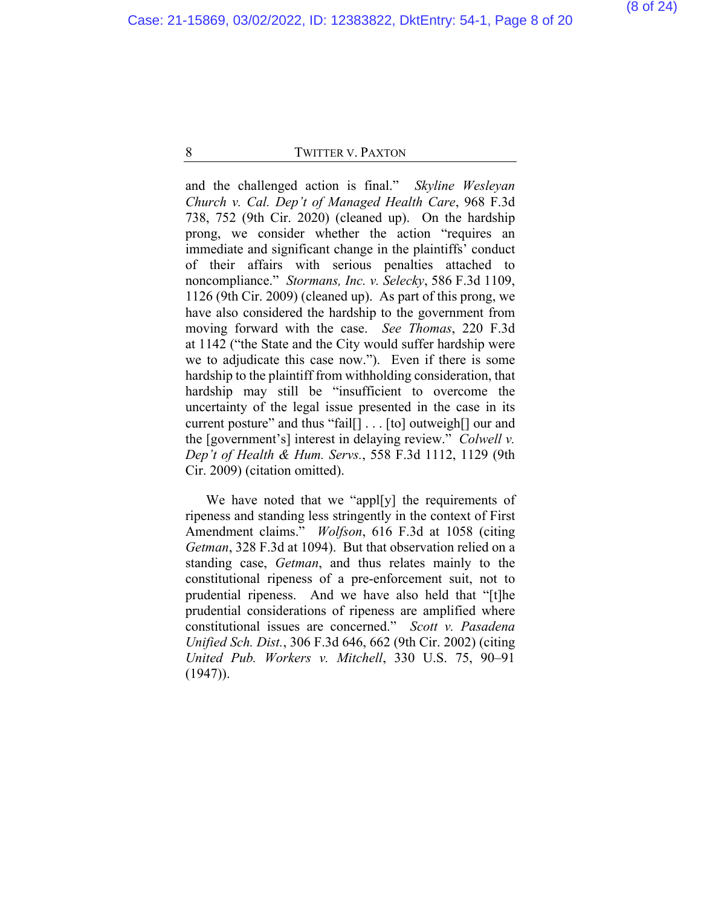and the challenged action is final." *Skyline Wesleyan Church v. Cal. Dep't of Managed Health Care*, 968 F.3d 738, 752 (9th Cir. 2020) (cleaned up). On the hardship prong, we consider whether the action "requires an immediate and significant change in the plaintiffs' conduct of their affairs with serious penalties attached to noncompliance." *Stormans, Inc. v. Selecky*, 586 F.3d 1109, 1126 (9th Cir. 2009) (cleaned up). As part of this prong, we have also considered the hardship to the government from moving forward with the case. *See Thomas*, 220 F.3d at 1142 ("the State and the City would suffer hardship were we to adjudicate this case now."). Even if there is some hardship to the plaintiff from withholding consideration, that hardship may still be "insufficient to overcome the uncertainty of the legal issue presented in the case in its current posture" and thus "fail[] . . . [to] outweigh[] our and the [government's] interest in delaying review." *Colwell v. Dep't of Health & Hum. Servs.*, 558 F.3d 1112, 1129 (9th Cir. 2009) (citation omitted).

We have noted that we "appl[y] the requirements of ripeness and standing less stringently in the context of First Amendment claims." *Wolfson*, 616 F.3d at 1058 (citing *Getman*, 328 F.3d at 1094). But that observation relied on a standing case, *Getman*, and thus relates mainly to the constitutional ripeness of a pre-enforcement suit, not to prudential ripeness. And we have also held that "[t]he prudential considerations of ripeness are amplified where constitutional issues are concerned." *Scott v. Pasadena Unified Sch. Dist.*, 306 F.3d 646, 662 (9th Cir. 2002) (citing *United Pub. Workers v. Mitchell*, 330 U.S. 75, 90–91 (1947)).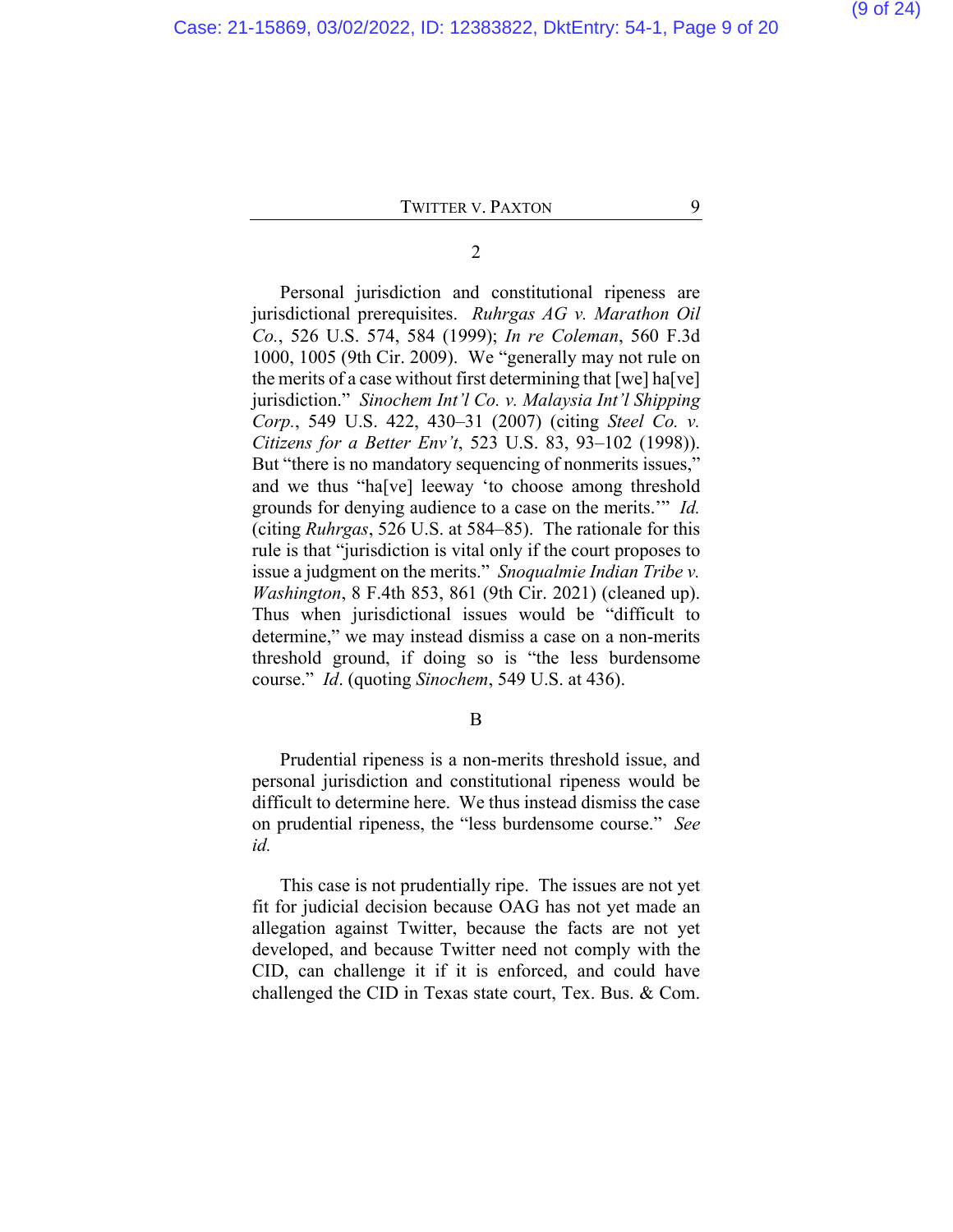2

Personal jurisdiction and constitutional ripeness are jurisdictional prerequisites. *Ruhrgas AG v. Marathon Oil Co.*, 526 U.S. 574, 584 (1999); *In re Coleman*, 560 F.3d 1000, 1005 (9th Cir. 2009). We "generally may not rule on the merits of a case without first determining that [we] ha[ve] jurisdiction." *Sinochem Int'l Co. v. Malaysia Int'l Shipping Corp.*, 549 U.S. 422, 430–31 (2007) (citing *Steel Co. v. Citizens for a Better Env't*, 523 U.S. 83, 93–102 (1998)). But "there is no mandatory sequencing of nonmerits issues," and we thus "ha[ve] leeway 'to choose among threshold grounds for denying audience to a case on the merits.'" *Id.* (citing *Ruhrgas*, 526 U.S. at 584–85). The rationale for this rule is that "jurisdiction is vital only if the court proposes to issue a judgment on the merits." *Snoqualmie Indian Tribe v. Washington*, 8 F.4th 853, 861 (9th Cir. 2021) (cleaned up). Thus when jurisdictional issues would be "difficult to determine," we may instead dismiss a case on a non-merits threshold ground, if doing so is "the less burdensome course." *Id*. (quoting *Sinochem*, 549 U.S. at 436).

B

Prudential ripeness is a non-merits threshold issue, and personal jurisdiction and constitutional ripeness would be difficult to determine here. We thus instead dismiss the case on prudential ripeness, the "less burdensome course." *See id.*

This case is not prudentially ripe. The issues are not yet fit for judicial decision because OAG has not yet made an allegation against Twitter, because the facts are not yet developed, and because Twitter need not comply with the CID, can challenge it if it is enforced, and could have challenged the CID in Texas state court, Tex. Bus. & Com.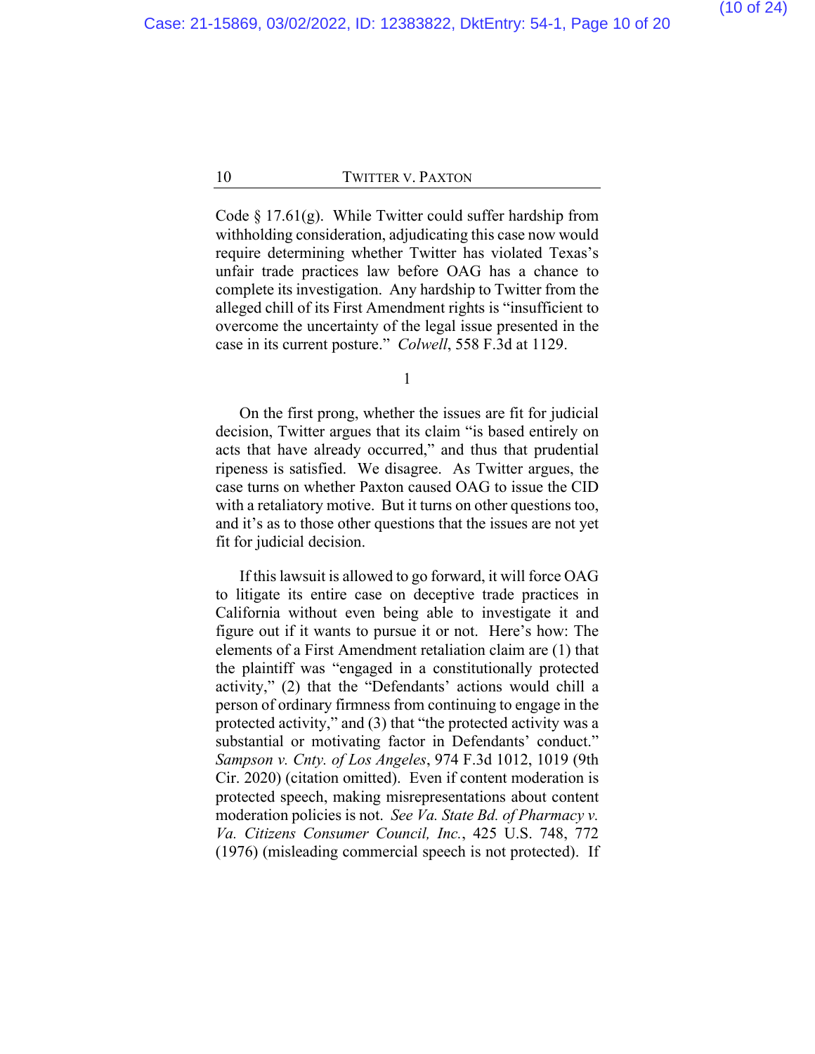Code § 17.61(g). While Twitter could suffer hardship from withholding consideration, adjudicating this case now would require determining whether Twitter has violated Texas's unfair trade practices law before OAG has a chance to complete its investigation. Any hardship to Twitter from the alleged chill of its First Amendment rights is "insufficient to overcome the uncertainty of the legal issue presented in the case in its current posture." *Colwell*, 558 F.3d at 1129.

1

On the first prong, whether the issues are fit for judicial decision, Twitter argues that its claim "is based entirely on acts that have already occurred," and thus that prudential ripeness is satisfied. We disagree. As Twitter argues, the case turns on whether Paxton caused OAG to issue the CID with a retaliatory motive. But it turns on other questions too, and it's as to those other questions that the issues are not yet fit for judicial decision.

If this lawsuit is allowed to go forward, it will force OAG to litigate its entire case on deceptive trade practices in California without even being able to investigate it and figure out if it wants to pursue it or not. Here's how: The elements of a First Amendment retaliation claim are (1) that the plaintiff was "engaged in a constitutionally protected activity," (2) that the "Defendants' actions would chill a person of ordinary firmness from continuing to engage in the protected activity," and (3) that "the protected activity was a substantial or motivating factor in Defendants' conduct." *Sampson v. Cnty. of Los Angeles*, 974 F.3d 1012, 1019 (9th Cir. 2020) (citation omitted). Even if content moderation is protected speech, making misrepresentations about content moderation policies is not. *See Va. State Bd. of Pharmacy v. Va. Citizens Consumer Council, Inc.*, 425 U.S. 748, 772 (1976) (misleading commercial speech is not protected). If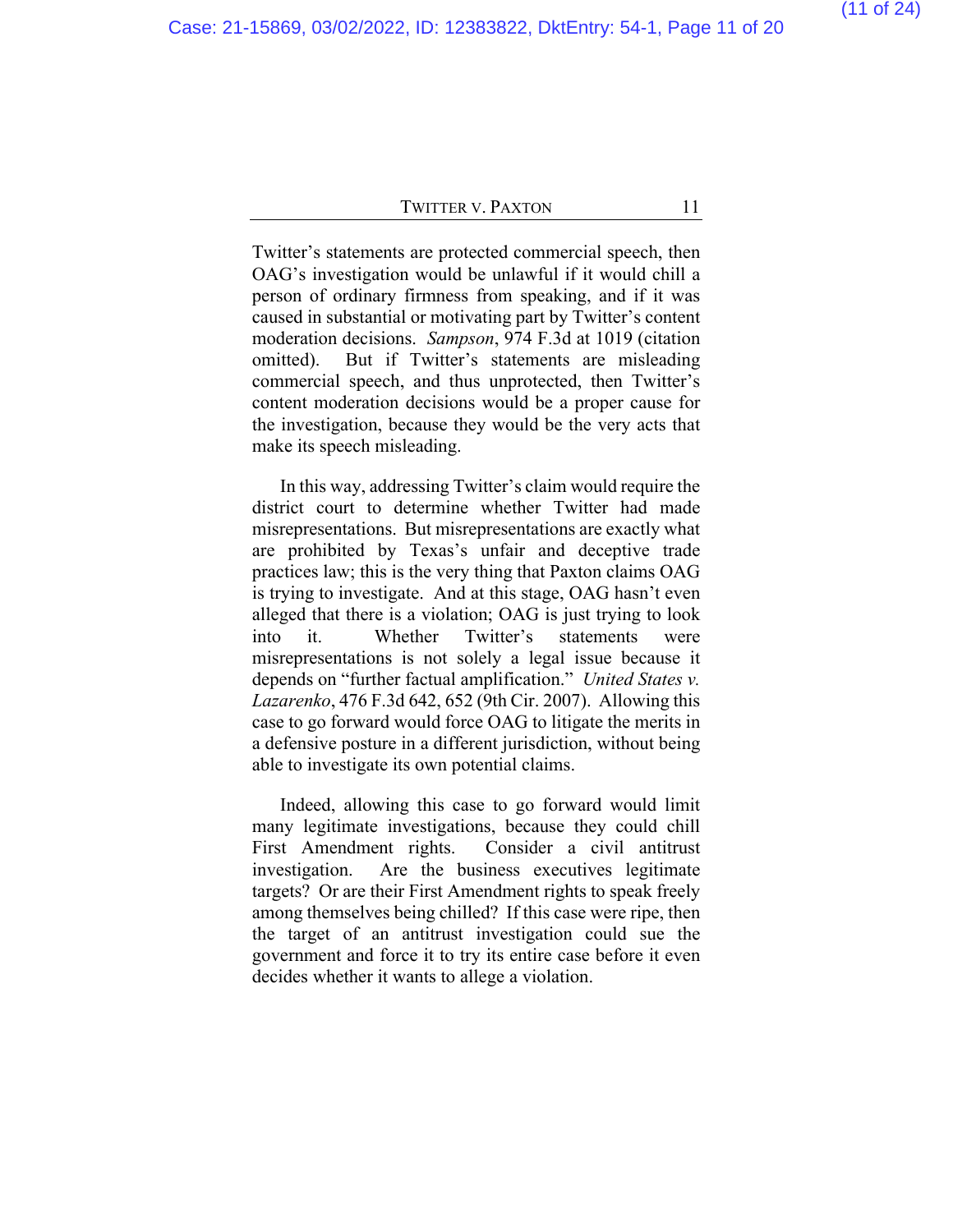Twitter's statements are protected commercial speech, then OAG's investigation would be unlawful if it would chill a person of ordinary firmness from speaking, and if it was caused in substantial or motivating part by Twitter's content moderation decisions. *Sampson*, 974 F.3d at 1019 (citation omitted). But if Twitter's statements are misleading commercial speech, and thus unprotected, then Twitter's content moderation decisions would be a proper cause for the investigation, because they would be the very acts that make its speech misleading.

In this way, addressing Twitter's claim would require the district court to determine whether Twitter had made misrepresentations. But misrepresentations are exactly what are prohibited by Texas's unfair and deceptive trade practices law; this is the very thing that Paxton claims OAG is trying to investigate. And at this stage, OAG hasn't even alleged that there is a violation; OAG is just trying to look into it. Whether Twitter's statements were misrepresentations is not solely a legal issue because it depends on "further factual amplification." *United States v. Lazarenko*, 476 F.3d 642, 652 (9th Cir. 2007). Allowing this case to go forward would force OAG to litigate the merits in a defensive posture in a different jurisdiction, without being able to investigate its own potential claims.

Indeed, allowing this case to go forward would limit many legitimate investigations, because they could chill First Amendment rights. Consider a civil antitrust investigation. Are the business executives legitimate targets? Or are their First Amendment rights to speak freely among themselves being chilled? If this case were ripe, then the target of an antitrust investigation could sue the government and force it to try its entire case before it even decides whether it wants to allege a violation.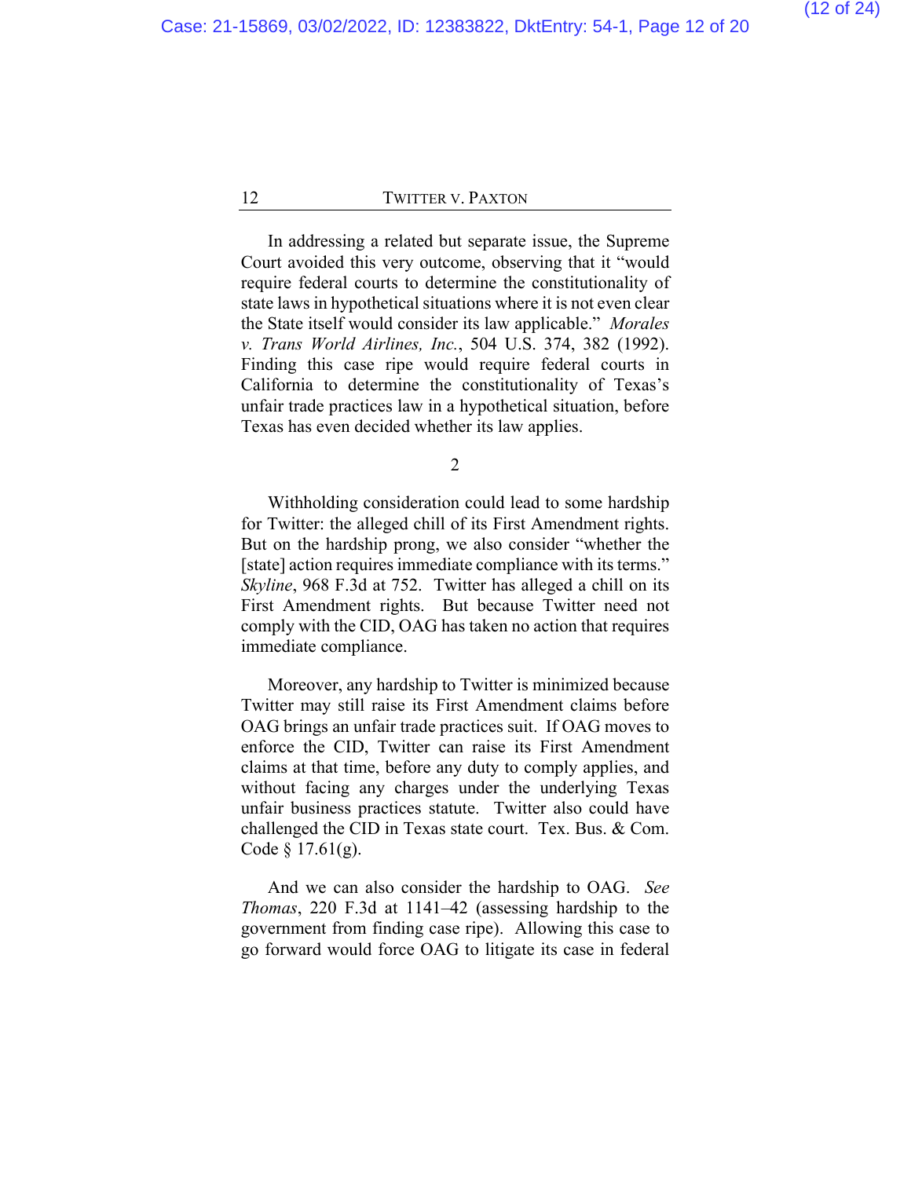In addressing a related but separate issue, the Supreme Court avoided this very outcome, observing that it "would require federal courts to determine the constitutionality of state laws in hypothetical situations where it is not even clear the State itself would consider its law applicable." *Morales v. Trans World Airlines, Inc.*, 504 U.S. 374, 382 (1992). Finding this case ripe would require federal courts in California to determine the constitutionality of Texas's unfair trade practices law in a hypothetical situation, before Texas has even decided whether its law applies.

2

Withholding consideration could lead to some hardship for Twitter: the alleged chill of its First Amendment rights. But on the hardship prong, we also consider "whether the [state] action requires immediate compliance with its terms." *Skyline*, 968 F.3d at 752. Twitter has alleged a chill on its First Amendment rights. But because Twitter need not comply with the CID, OAG has taken no action that requires immediate compliance.

Moreover, any hardship to Twitter is minimized because Twitter may still raise its First Amendment claims before OAG brings an unfair trade practices suit. If OAG moves to enforce the CID, Twitter can raise its First Amendment claims at that time, before any duty to comply applies, and without facing any charges under the underlying Texas unfair business practices statute. Twitter also could have challenged the CID in Texas state court. Tex. Bus. & Com. Code § 17.61(g).

And we can also consider the hardship to OAG. *See Thomas*, 220 F.3d at 1141–42 (assessing hardship to the government from finding case ripe). Allowing this case to go forward would force OAG to litigate its case in federal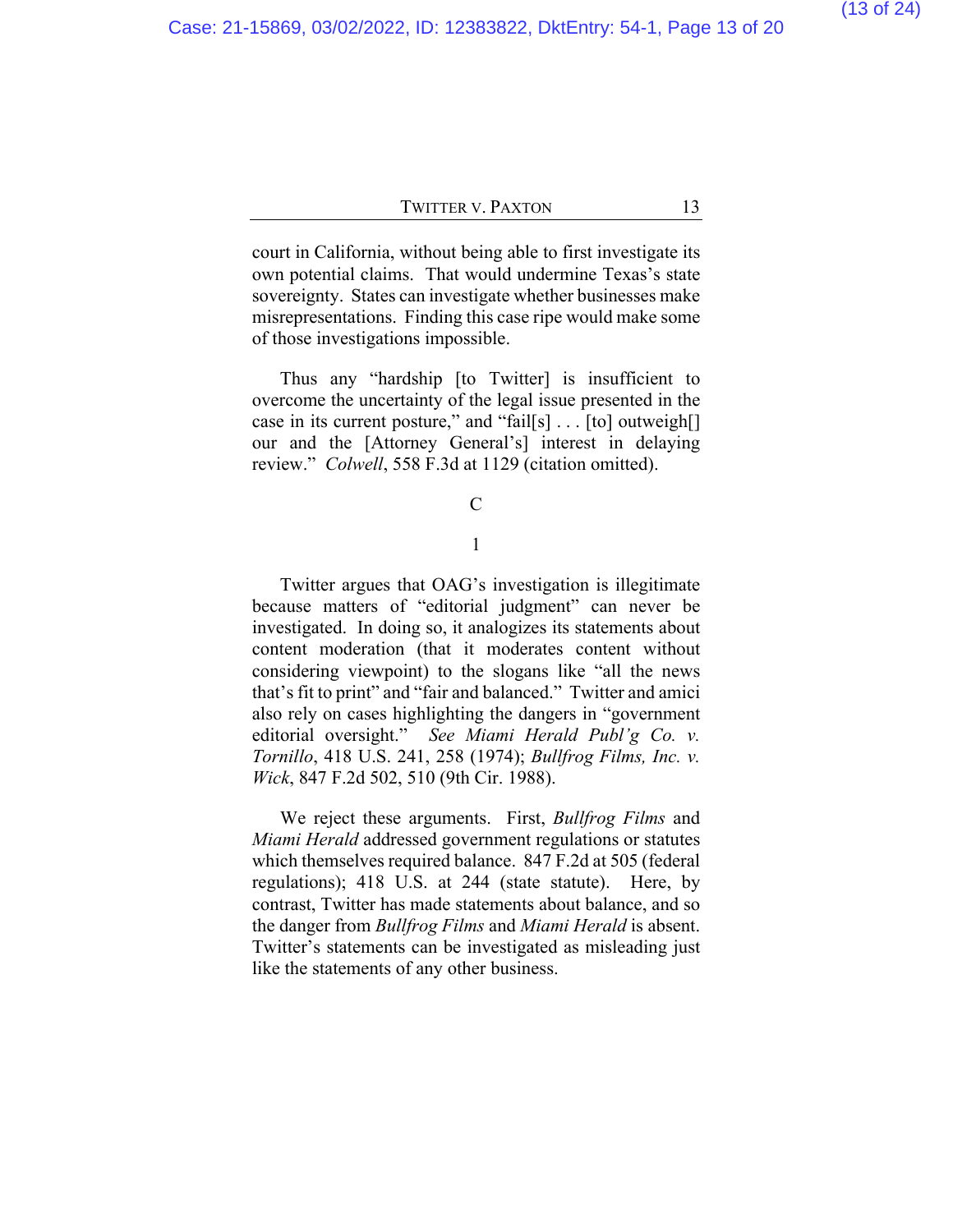court in California, without being able to first investigate its own potential claims. That would undermine Texas's state sovereignty. States can investigate whether businesses make misrepresentations. Finding this case ripe would make some of those investigations impossible.

Thus any "hardship [to Twitter] is insufficient to overcome the uncertainty of the legal issue presented in the case in its current posture," and "fail[s] . . . [to] outweigh[] our and the [Attorney General's] interest in delaying review." *Colwell*, 558 F.3d at 1129 (citation omitted).

## C

### 1

Twitter argues that OAG's investigation is illegitimate because matters of "editorial judgment" can never be investigated. In doing so, it analogizes its statements about content moderation (that it moderates content without considering viewpoint) to the slogans like "all the news that's fit to print" and "fair and balanced." Twitter and amici also rely on cases highlighting the dangers in "government editorial oversight." *See Miami Herald Publ'g Co. v. Tornillo*, 418 U.S. 241, 258 (1974); *Bullfrog Films, Inc. v. Wick*, 847 F.2d 502, 510 (9th Cir. 1988).

We reject these arguments. First, *Bullfrog Films* and *Miami Herald* addressed government regulations or statutes which themselves required balance. 847 F.2d at 505 (federal regulations); 418 U.S. at 244 (state statute). Here, by contrast, Twitter has made statements about balance, and so the danger from *Bullfrog Films* and *Miami Herald* is absent. Twitter's statements can be investigated as misleading just like the statements of any other business.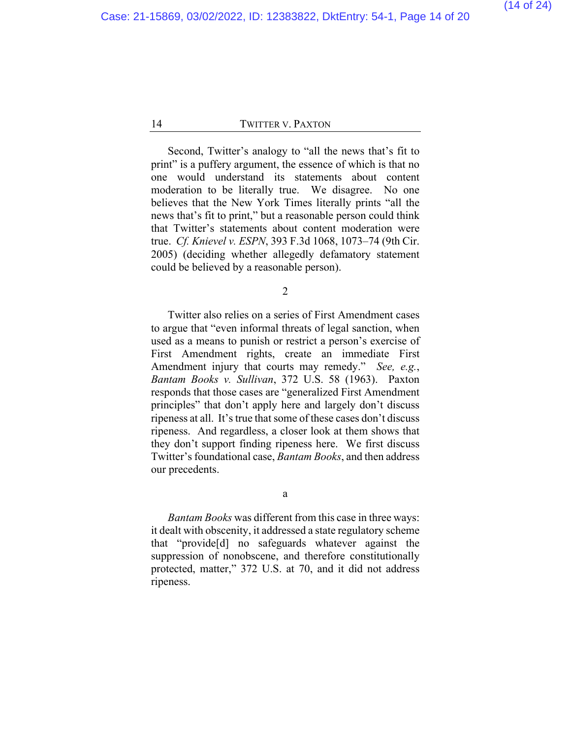Second, Twitter's analogy to "all the news that's fit to print" is a puffery argument, the essence of which is that no one would understand its statements about content moderation to be literally true. We disagree. No one believes that the New York Times literally prints "all the news that's fit to print," but a reasonable person could think that Twitter's statements about content moderation were true. *Cf. Knievel v. ESPN*, 393 F.3d 1068, 1073–74 (9th Cir. 2005) (deciding whether allegedly defamatory statement could be believed by a reasonable person).

2

Twitter also relies on a series of First Amendment cases to argue that "even informal threats of legal sanction, when used as a means to punish or restrict a person's exercise of First Amendment rights, create an immediate First Amendment injury that courts may remedy." *See, e.g.*, *Bantam Books v. Sullivan*, 372 U.S. 58 (1963). Paxton responds that those cases are "generalized First Amendment principles" that don't apply here and largely don't discuss ripeness at all. It's true that some of these cases don't discuss ripeness. And regardless, a closer look at them shows that they don't support finding ripeness here. We first discuss Twitter's foundational case, *Bantam Books*, and then address our precedents.

a

*Bantam Books* was different from this case in three ways: it dealt with obscenity, it addressed a state regulatory scheme that "provide[d] no safeguards whatever against the suppression of nonobscene, and therefore constitutionally protected, matter," 372 U.S. at 70, and it did not address ripeness.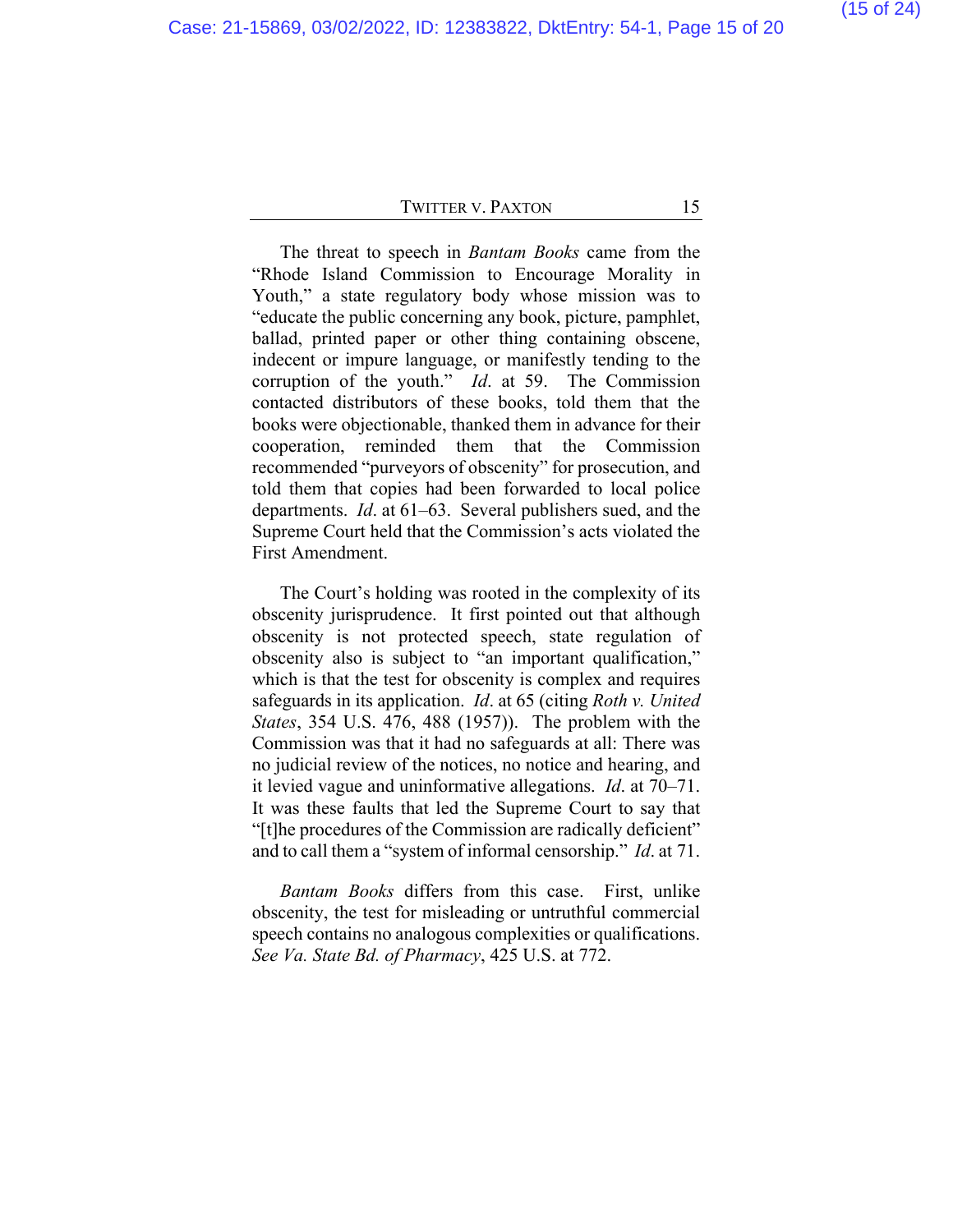The threat to speech in *Bantam Books* came from the "Rhode Island Commission to Encourage Morality in Youth," a state regulatory body whose mission was to "educate the public concerning any book, picture, pamphlet, ballad, printed paper or other thing containing obscene, indecent or impure language, or manifestly tending to the corruption of the youth." *Id*. at 59. The Commission contacted distributors of these books, told them that the books were objectionable, thanked them in advance for their cooperation, reminded them that the Commission recommended "purveyors of obscenity" for prosecution, and told them that copies had been forwarded to local police departments. *Id*. at 61–63. Several publishers sued, and the Supreme Court held that the Commission's acts violated the First Amendment.

The Court's holding was rooted in the complexity of its obscenity jurisprudence. It first pointed out that although obscenity is not protected speech, state regulation of obscenity also is subject to "an important qualification," which is that the test for obscenity is complex and requires safeguards in its application. *Id*. at 65 (citing *Roth v. United States*, 354 U.S. 476, 488 (1957)). The problem with the Commission was that it had no safeguards at all: There was no judicial review of the notices, no notice and hearing, and it levied vague and uninformative allegations. *Id*. at 70–71. It was these faults that led the Supreme Court to say that "[t]he procedures of the Commission are radically deficient" and to call them a "system of informal censorship." *Id*. at 71.

*Bantam Books* differs from this case. First, unlike obscenity, the test for misleading or untruthful commercial speech contains no analogous complexities or qualifications. *See Va. State Bd. of Pharmacy*, 425 U.S. at 772.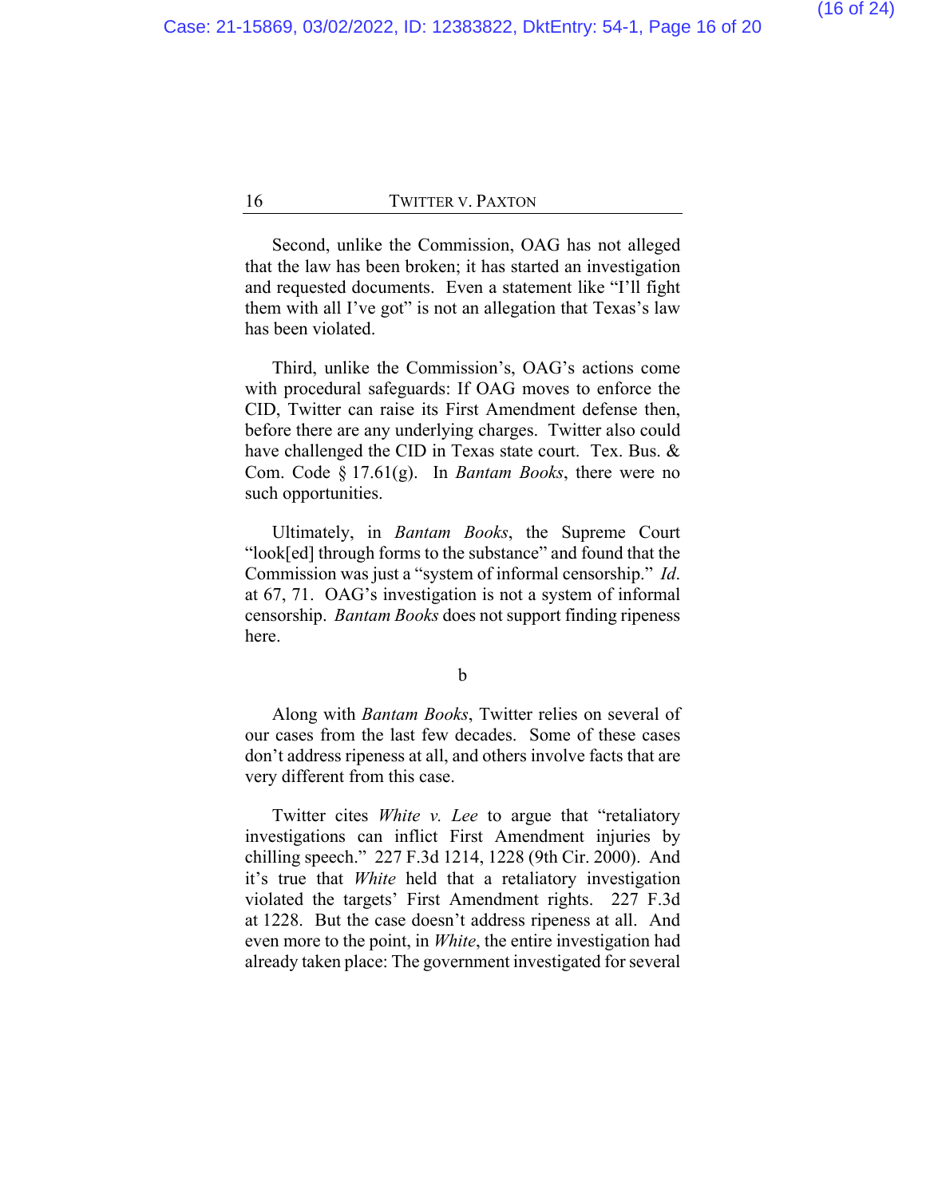Second, unlike the Commission, OAG has not alleged that the law has been broken; it has started an investigation and requested documents. Even a statement like "I'll fight them with all I've got" is not an allegation that Texas's law has been violated.

Third, unlike the Commission's, OAG's actions come with procedural safeguards: If OAG moves to enforce the CID, Twitter can raise its First Amendment defense then, before there are any underlying charges. Twitter also could have challenged the CID in Texas state court. Tex. Bus. & Com. Code § 17.61(g). In *Bantam Books*, there were no such opportunities.

Ultimately, in *Bantam Books*, the Supreme Court "look[ed] through forms to the substance" and found that the Commission was just a "system of informal censorship." *Id.* at 67, 71. OAG's investigation is not a system of informal censorship. *Bantam Books* does not support finding ripeness here.

b

Along with *Bantam Books*, Twitter relies on several of our cases from the last few decades. Some of these cases don't address ripeness at all, and others involve facts that are very different from this case.

Twitter cites *White v. Lee* to argue that "retaliatory investigations can inflict First Amendment injuries by chilling speech." 227 F.3d 1214, 1228 (9th Cir. 2000). And it's true that *White* held that a retaliatory investigation violated the targets' First Amendment rights. 227 F.3d at 1228. But the case doesn't address ripeness at all. And even more to the point, in *White*, the entire investigation had already taken place: The government investigated for several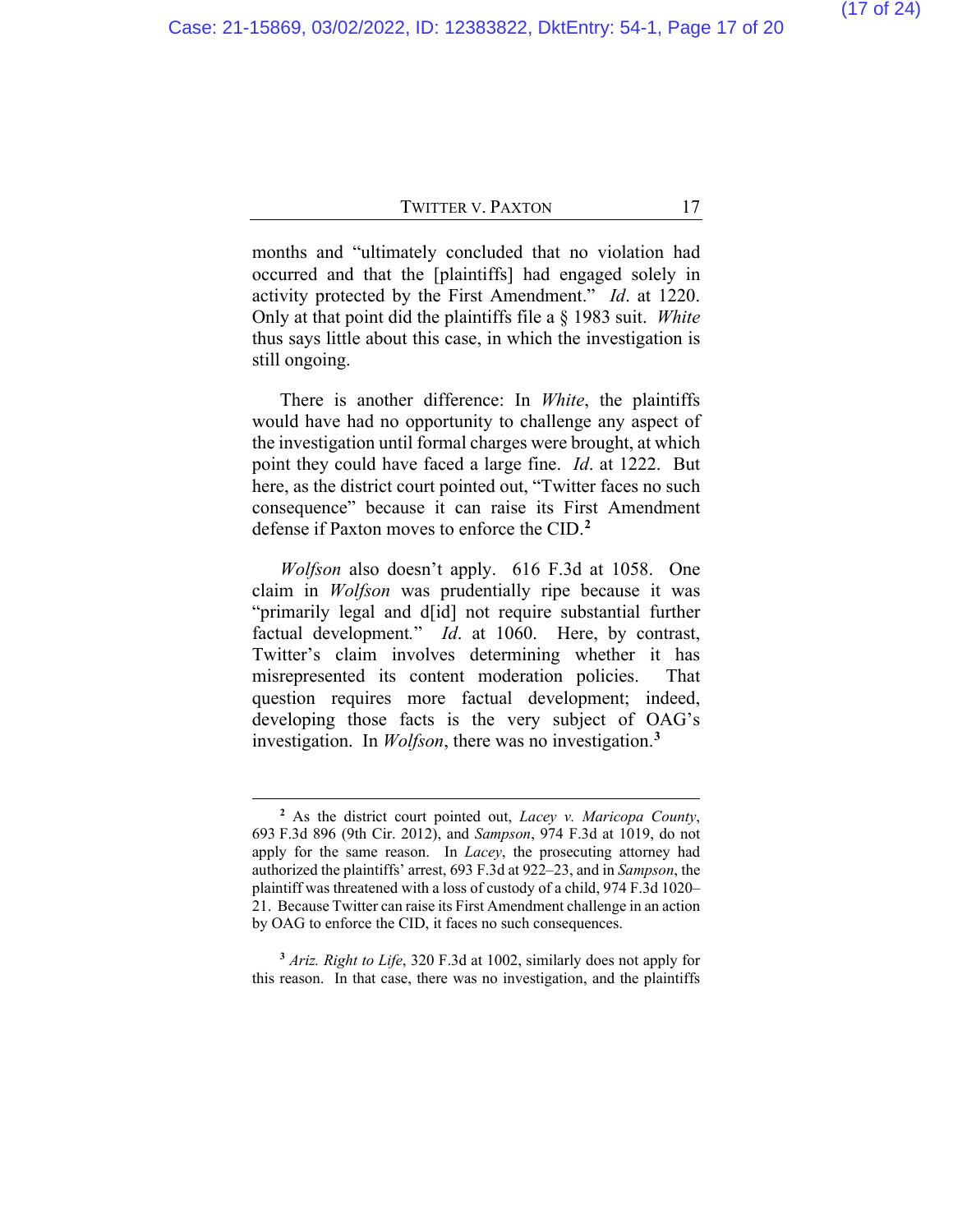months and "ultimately concluded that no violation had occurred and that the [plaintiffs] had engaged solely in activity protected by the First Amendment." *Id*. at 1220. Only at that point did the plaintiffs file a § 1983 suit. *White* thus says little about this case, in which the investigation is still ongoing.

There is another difference: In *White*, the plaintiffs would have had no opportunity to challenge any aspect of the investigation until formal charges were brought, at which point they could have faced a large fine. *Id*. at 1222. But here, as the district court pointed out, "Twitter faces no such consequence" because it can raise its First Amendment defense if Paxton moves to enforce the CID.[2]

*Wolfson* also doesn't apply. 616 F.3d at 1058. One claim in *Wolfson* was prudentially ripe because it was "primarily legal and d[id] not require substantial further factual development." *Id*. at 1060. Here, by contrast, Twitter's claim involves determining whether it has misrepresented its content moderation policies. That question requires more factual development; indeed, developing those facts is the very subject of OAG's investigation. In *Wolfson*, there was no investigation.[3]

---

[2] As the district court pointed out, *Lacey v. Maricopa County*, 693 F.3d 896 (9th Cir. 2012), and *Sampson*, 974 F.3d at 1019, do not apply for the same reason. In *Lacey*, the prosecuting attorney had authorized the plaintiffs' arrest, 693 F.3d at 922–23, and in *Sampson*, the plaintiff was threatened with a loss of custody of a child, 974 F.3d 1020–21. Because Twitter can raise its First Amendment challenge in an action by OAG to enforce the CID, it faces no such consequences.

[3] *Ariz. Right to Life*, 320 F.3d at 1002, similarly does not apply for this reason. In that case, there was no investigation, and the plaintiffs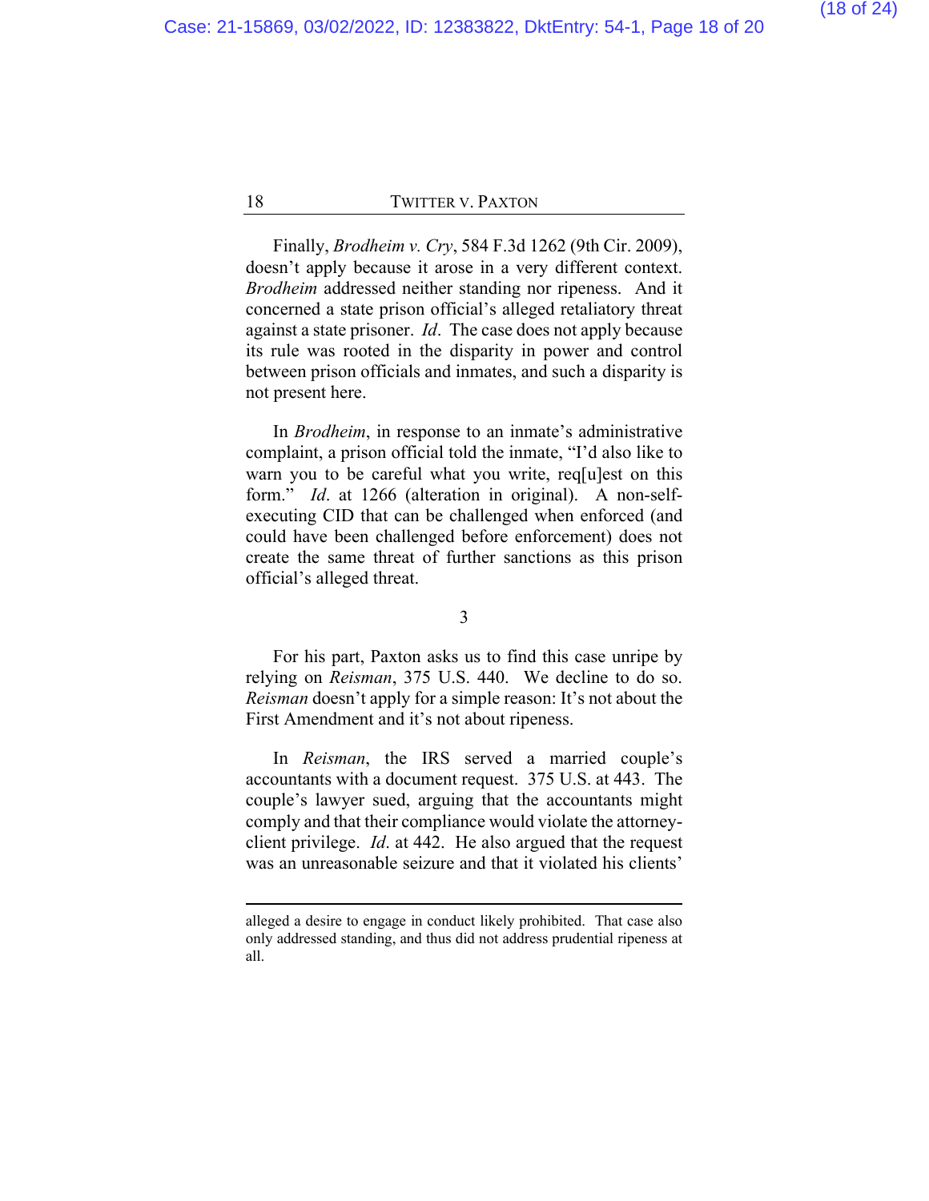Finally, *Brodheim v. Cry*, 584 F.3d 1262 (9th Cir. 2009), doesn't apply because it arose in a very different context. *Brodheim* addressed neither standing nor ripeness. And it concerned a state prison official's alleged retaliatory threat against a state prisoner. *Id*. The case does not apply because its rule was rooted in the disparity in power and control between prison officials and inmates, and such a disparity is not present here.

In *Brodheim*, in response to an inmate's administrative complaint, a prison official told the inmate, "I'd also like to warn you to be careful what you write, req[u]est on this form." *Id*. at 1266 (alteration in original). A non-self-executing CID that can be challenged when enforced (and could have been challenged before enforcement) does not create the same threat of further sanctions as this prison official's alleged threat.

3

For his part, Paxton asks us to find this case unripe by relying on *Reisman*, 375 U.S. 440. We decline to do so. *Reisman* doesn't apply for a simple reason: It's not about the First Amendment and it's not about ripeness.

In *Reisman*, the IRS served a married couple's accountants with a document request. 375 U.S. at 443. The couple's lawyer sued, arguing that the accountants might comply and that their compliance would violate the attorney-client privilege. *Id*. at 442. He also argued that the request was an unreasonable seizure and that it violated his clients'

---

alleged a desire to engage in conduct likely prohibited. That case also only addressed standing, and thus did not address prudential ripeness at all.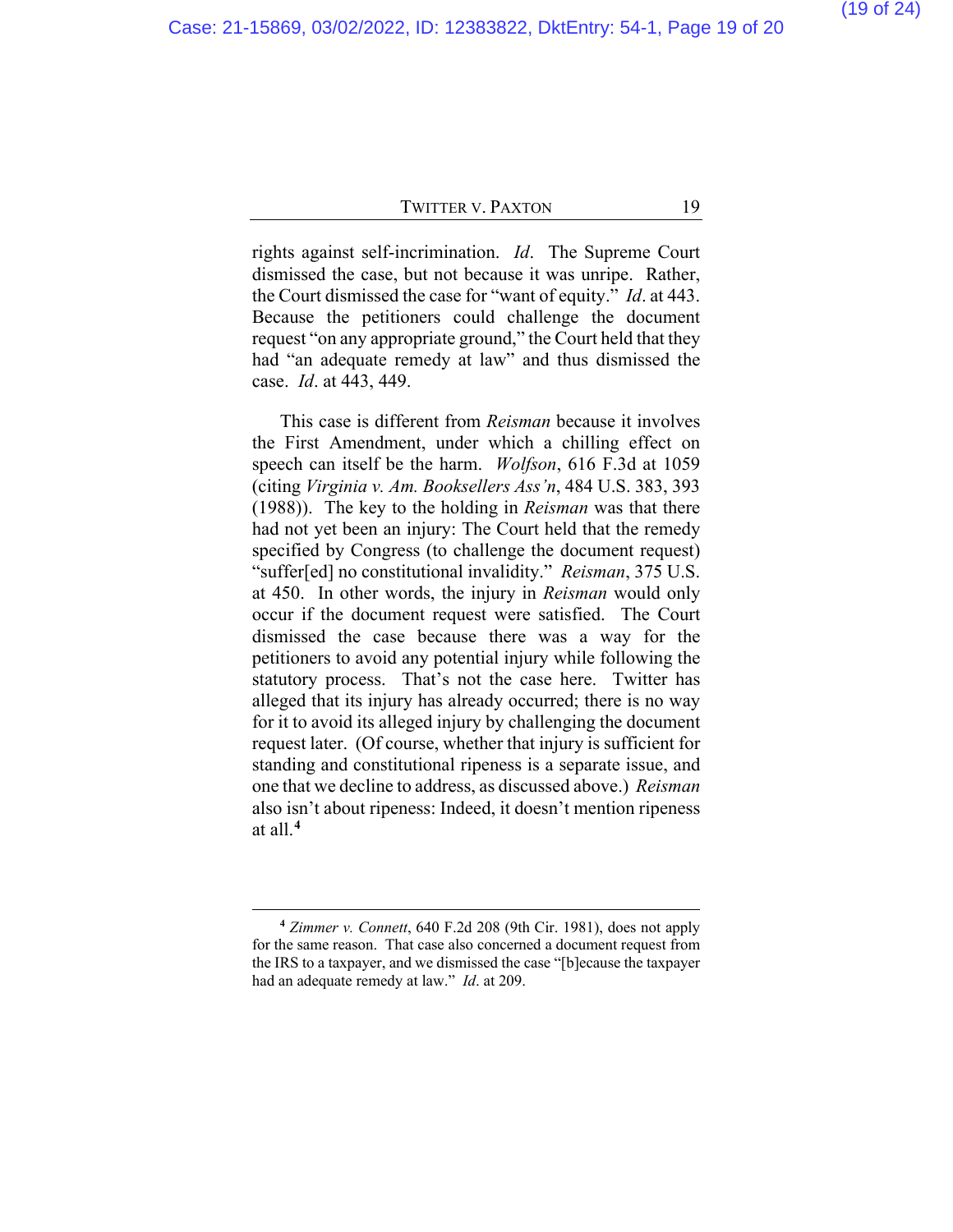rights against self-incrimination. *Id*. The Supreme Court dismissed the case, but not because it was unripe. Rather, the Court dismissed the case for "want of equity." *Id*. at 443. Because the petitioners could challenge the document request "on any appropriate ground," the Court held that they had "an adequate remedy at law" and thus dismissed the case. *Id*. at 443, 449.

This case is different from *Reisman* because it involves the First Amendment, under which a chilling effect on speech can itself be the harm. *Wolfson*, 616 F.3d at 1059 (citing *Virginia v. Am. Booksellers Ass'n*, 484 U.S. 383, 393 (1988)). The key to the holding in *Reisman* was that there had not yet been an injury: The Court held that the remedy specified by Congress (to challenge the document request) "suffer[ed] no constitutional invalidity." *Reisman*, 375 U.S. at 450. In other words, the injury in *Reisman* would only occur if the document request were satisfied. The Court dismissed the case because there was a way for the petitioners to avoid any potential injury while following the statutory process. That's not the case here. Twitter has alleged that its injury has already occurred; there is no way for it to avoid its alleged injury by challenging the document request later. (Of course, whether that injury is sufficient for standing and constitutional ripeness is a separate issue, and one that we decline to address, as discussed above.) *Reisman* also isn't about ripeness: Indeed, it doesn't mention ripeness at all.[4]

---

[4] *Zimmer v. Connett*, 640 F.2d 208 (9th Cir. 1981), does not apply for the same reason. That case also concerned a document request from the IRS to a taxpayer, and we dismissed the case "[b]ecause the taxpayer had an adequate remedy at law." *Id*. at 209.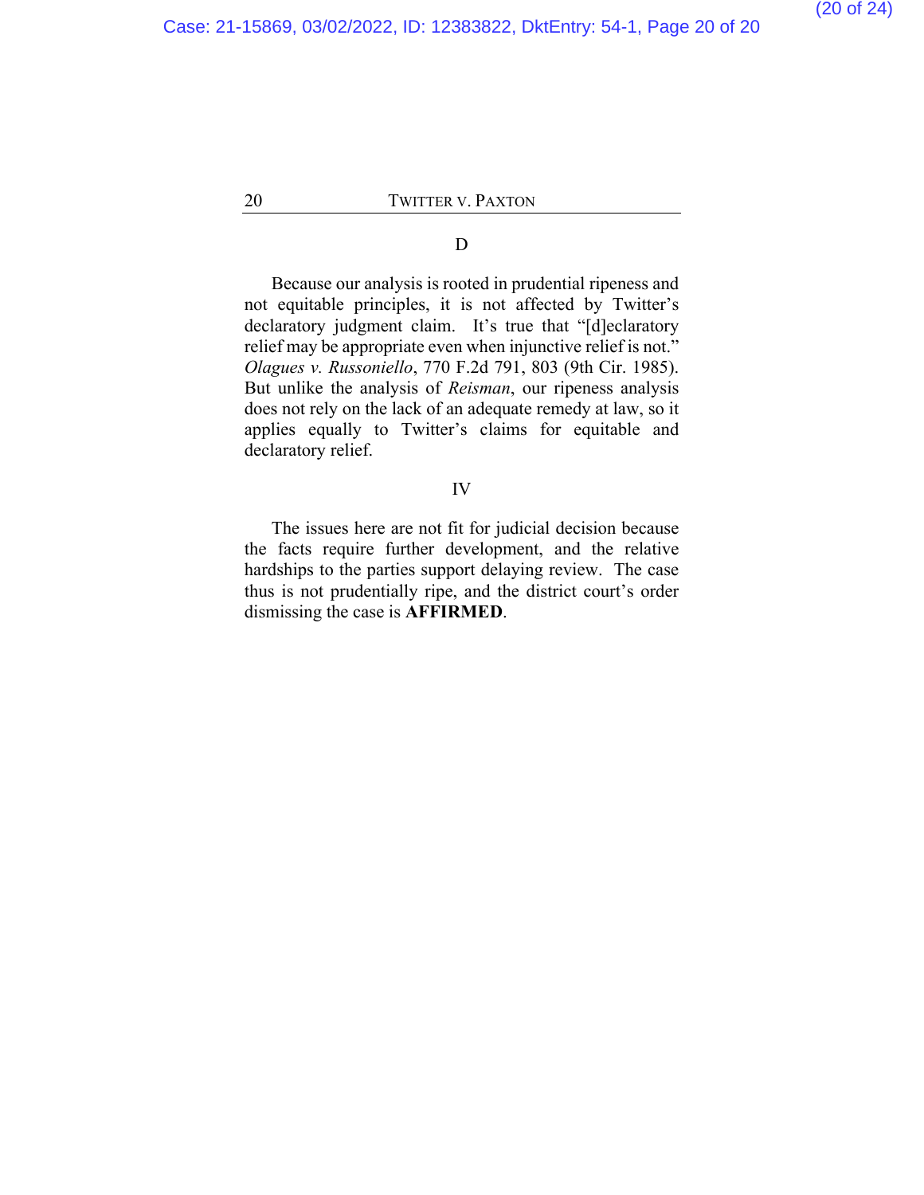### D

Because our analysis is rooted in prudential ripeness and not equitable principles, it is not affected by Twitter's declaratory judgment claim. It's true that "[d]eclaratory relief may be appropriate even when injunctive relief is not." *Olagues v. Russoniello*, 770 F.2d 791, 803 (9th Cir. 1985). But unlike the analysis of *Reisman*, our ripeness analysis does not rely on the lack of an adequate remedy at law, so it applies equally to Twitter's claims for equitable and declaratory relief.

## IV

The issues here are not fit for judicial decision because the facts require further development, and the relative hardships to the parties support delaying review. The case thus is not prudentially ripe, and the district court's order dismissing the case is **AFFIRMED**.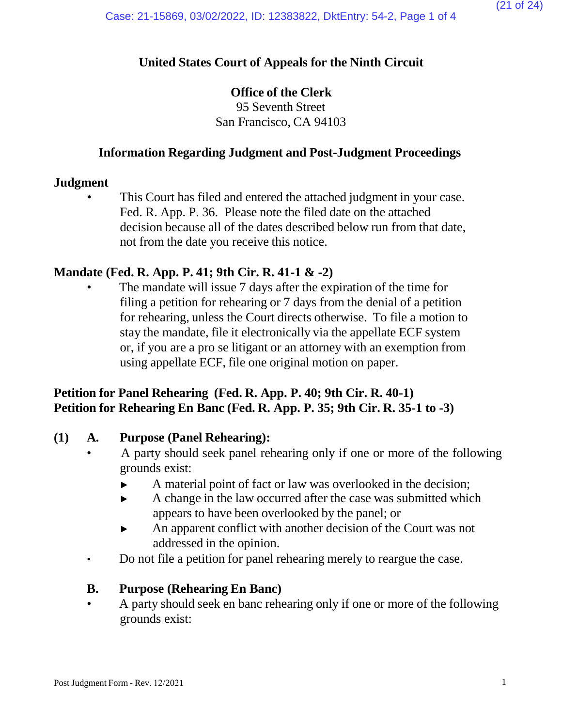**United States Court of Appeals for the Ninth Circuit**

**Office of the Clerk**
95 Seventh Street
San Francisco, CA 94103

**Information Regarding Judgment and Post-Judgment Proceedings**

## Judgment

- This Court has filed and entered the attached judgment in your case. Fed. R. App. P. 36. Please note the filed date on the attached decision because all of the dates described below run from that date, not from the date you receive this notice.

## Mandate (Fed. R. App. P. 41; 9th Cir. R. 41-1 & -2)

- The mandate will issue 7 days after the expiration of the time for filing a petition for rehearing or 7 days from the denial of a petition for rehearing, unless the Court directs otherwise. To file a motion to stay the mandate, file it electronically via the appellate ECF system or, if you are a pro se litigant or an attorney with an exemption from using appellate ECF, file one original motion on paper.

## Petition for Panel Rehearing (Fed. R. App. P. 40; 9th Cir. R. 40-1)
## Petition for Rehearing En Banc (Fed. R. App. P. 35; 9th Cir. R. 35-1 to -3)

**(1) A. Purpose (Panel Rehearing):**

- A party should seek panel rehearing only if one or more of the following grounds exist:
  - ► A material point of fact or law was overlooked in the decision;
  - ► A change in the law occurred after the case was submitted which appears to have been overlooked by the panel; or
  - ► An apparent conflict with another decision of the Court was not addressed in the opinion.
- Do not file a petition for panel rehearing merely to reargue the case.

**B. Purpose (Rehearing En Banc)**

- A party should seek en banc rehearing only if one or more of the following grounds exist: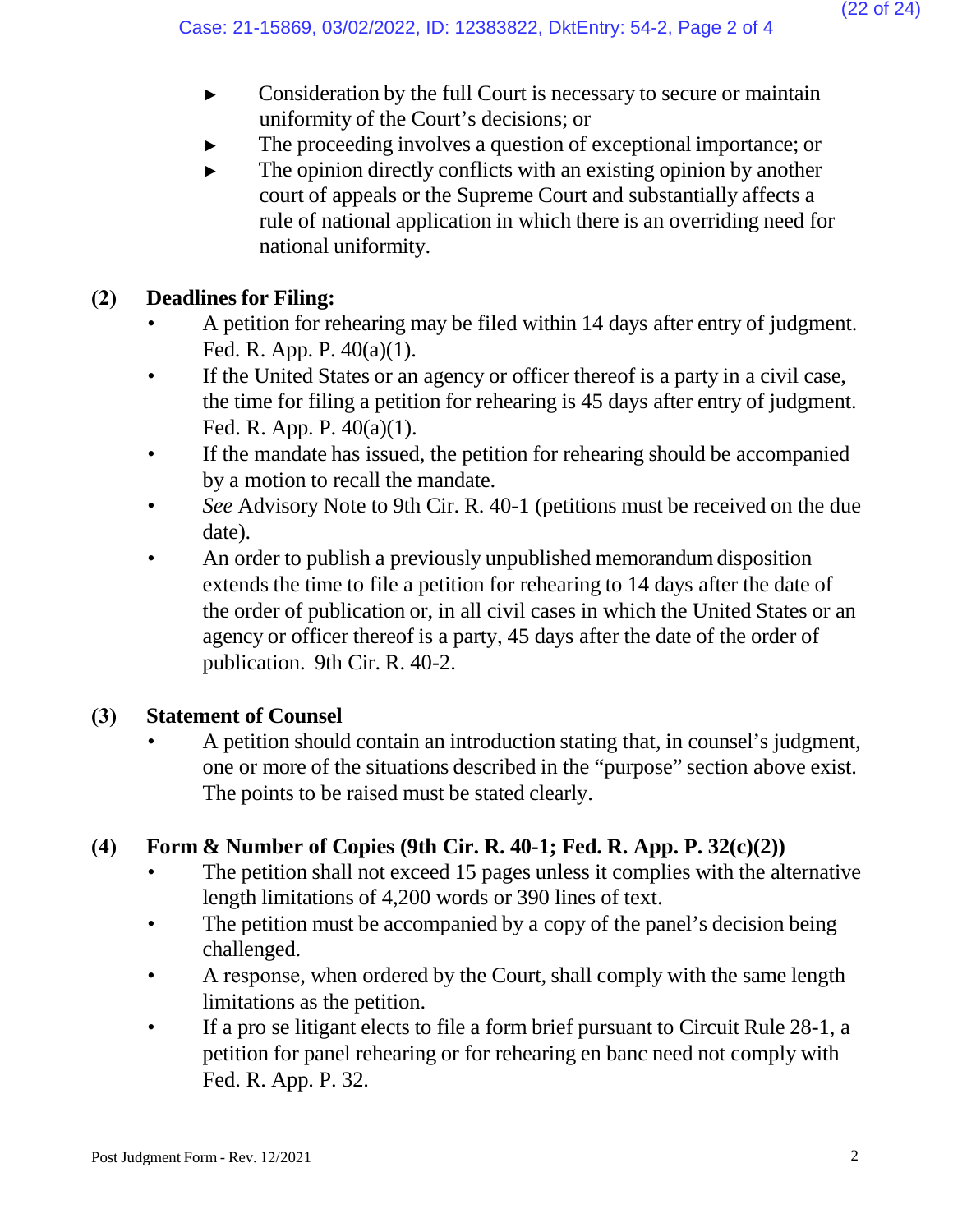- Consideration by the full Court is necessary to secure or maintain uniformity of the Court's decisions; or
- The proceeding involves a question of exceptional importance; or
- The opinion directly conflicts with an existing opinion by another court of appeals or the Supreme Court and substantially affects a rule of national application in which there is an overriding need for national uniformity.

**(2) Deadlines for Filing:**

- A petition for rehearing may be filed within 14 days after entry of judgment. Fed. R. App. P. 40(a)(1).
- If the United States or an agency or officer thereof is a party in a civil case, the time for filing a petition for rehearing is 45 days after entry of judgment. Fed. R. App. P. 40(a)(1).
- If the mandate has issued, the petition for rehearing should be accompanied by a motion to recall the mandate.
- *See* Advisory Note to 9th Cir. R. 40-1 (petitions must be received on the due date).
- An order to publish a previously unpublished memorandum disposition extends the time to file a petition for rehearing to 14 days after the date of the order of publication or, in all civil cases in which the United States or an agency or officer thereof is a party, 45 days after the date of the order of publication. 9th Cir. R. 40-2.

**(3) Statement of Counsel**

- A petition should contain an introduction stating that, in counsel's judgment, one or more of the situations described in the "purpose" section above exist. The points to be raised must be stated clearly.

**(4) Form & Number of Copies (9th Cir. R. 40-1; Fed. R. App. P. 32(c)(2))**

- The petition shall not exceed 15 pages unless it complies with the alternative length limitations of 4,200 words or 390 lines of text.
- The petition must be accompanied by a copy of the panel's decision being challenged.
- A response, when ordered by the Court, shall comply with the same length limitations as the petition.
- If a pro se litigant elects to file a form brief pursuant to Circuit Rule 28-1, a petition for panel rehearing or for rehearing en banc need not comply with Fed. R. App. P. 32.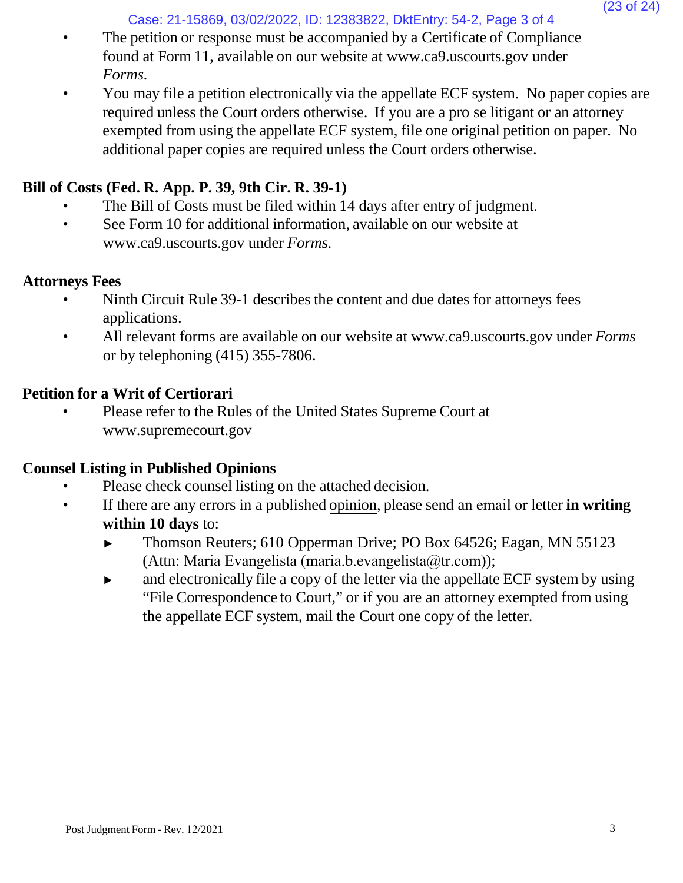- The petition or response must be accompanied by a Certificate of Compliance found at Form 11, available on our website at www.ca9.uscourts.gov under *Forms*.
- You may file a petition electronically via the appellate ECF system. No paper copies are required unless the Court orders otherwise. If you are a pro se litigant or an attorney exempted from using the appellate ECF system, file one original petition on paper. No additional paper copies are required unless the Court orders otherwise.

**Bill of Costs (Fed. R. App. P. 39, 9th Cir. R. 39-1)**

- The Bill of Costs must be filed within 14 days after entry of judgment.
- See Form 10 for additional information, available on our website at www.ca9.uscourts.gov under *Forms*.

**Attorneys Fees**

- Ninth Circuit Rule 39-1 describes the content and due dates for attorneys fees applications.
- All relevant forms are available on our website at www.ca9.uscourts.gov under *Forms* or by telephoning (415) 355-7806.

**Petition for a Writ of Certiorari**

- Please refer to the Rules of the United States Supreme Court at www.supremecourt.gov

**Counsel Listing in Published Opinions**

- Please check counsel listing on the attached decision.
- If there are any errors in a published opinion, please send an email or letter **in writing within 10 days** to:
  - ► Thomson Reuters; 610 Opperman Drive; PO Box 64526; Eagan, MN 55123 (Attn: Maria Evangelista (maria.b.evangelista@tr.com));
  - ► and electronically file a copy of the letter via the appellate ECF system by using "File Correspondence to Court," or if you are an attorney exempted from using the appellate ECF system, mail the Court one copy of the letter.

Post Judgment Form - Rev. 12/2021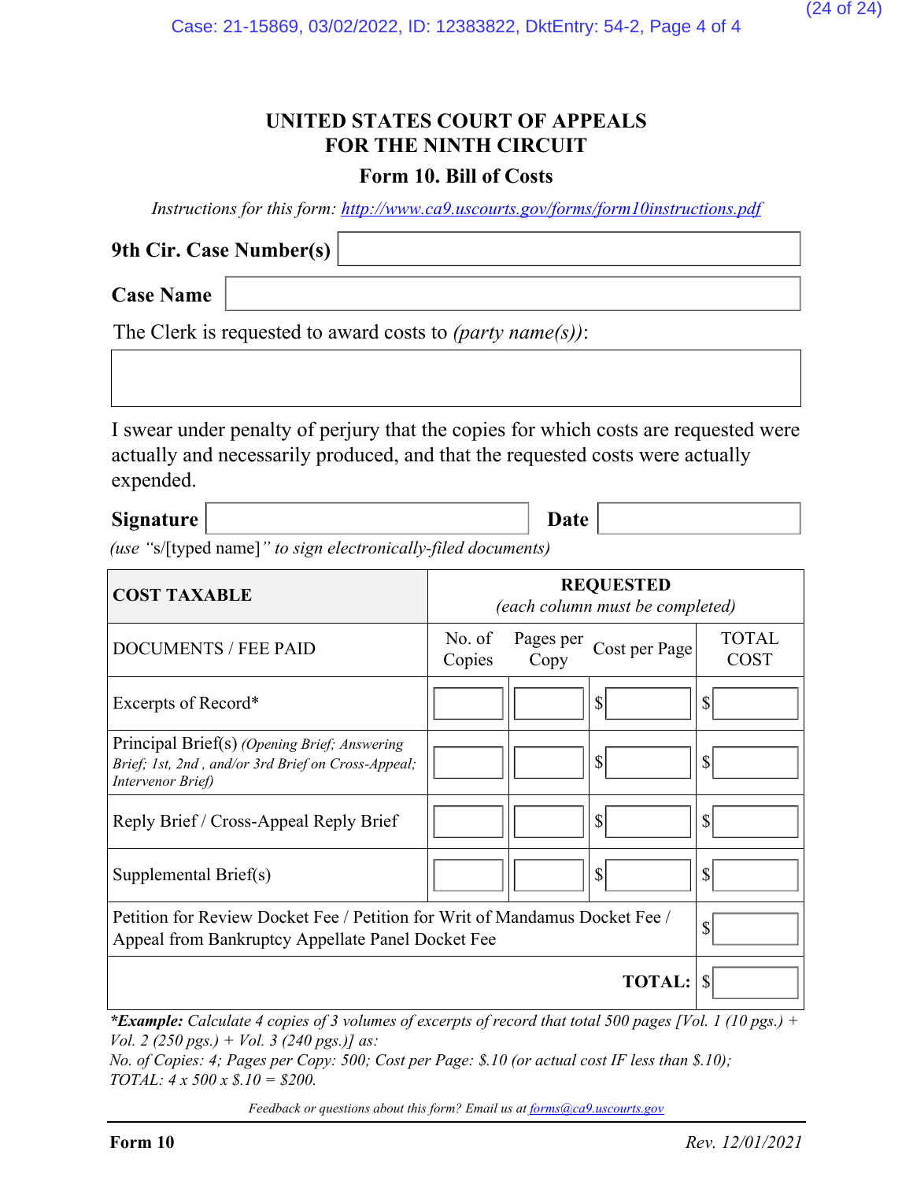# UNITED STATES COURT OF APPEALS FOR THE NINTH CIRCUIT

## Form 10. Bill of Costs

*Instructions for this form: http://www.ca9.uscourts.gov/forms/form10instructions.pdf*

**9th Cir. Case Number(s)** 

**Case Name** 

The Clerk is requested to award costs to *(party name(s))*:

I swear under penalty of perjury that the copies for which costs are requested were actually and necessarily produced, and that the requested costs were actually expended.

**Signature** **Date** 

*(use "*s/[typed name]*" to sign electronically-filed documents)*

| **COST TAXABLE** | **REQUESTED** *(each column must be completed)* | | | |
|---|---|---|---|---|
| DOCUMENTS / FEE PAID | No. of Copies | Pages per Copy | Cost per Page | TOTAL COST |
| Excerpts of Record* | | | $ | $ |
| Principal Brief(s) *(Opening Brief; Answering Brief; 1st, 2nd , and/or 3rd Brief on Cross-Appeal; Intervenor Brief)* | | | $ | $ |
| Reply Brief / Cross-Appeal Reply Brief | | | $ | $ |
| Supplemental Brief(s) | | | $ | $ |
| Petition for Review Docket Fee / Petition for Writ of Mandamus Docket Fee / Appeal from Bankruptcy Appellate Panel Docket Fee | | | | $ |
| | | | **TOTAL:** | $ |

***Example:** Calculate 4 copies of 3 volumes of excerpts of record that total 500 pages [Vol. 1 (10 pgs.) + Vol. 2 (250 pgs.) + Vol. 3 (240 pgs.)] as:*
*No. of Copies: 4; Pages per Copy: 500; Cost per Page: $.10 (or actual cost IF less than $.10);*
*TOTAL: 4 x 500 x $.10 = $200.*

*Feedback or questions about this form? Email us at forms@ca9.uscourts.gov*

**Form 10** *Rev. 12/01/2021*